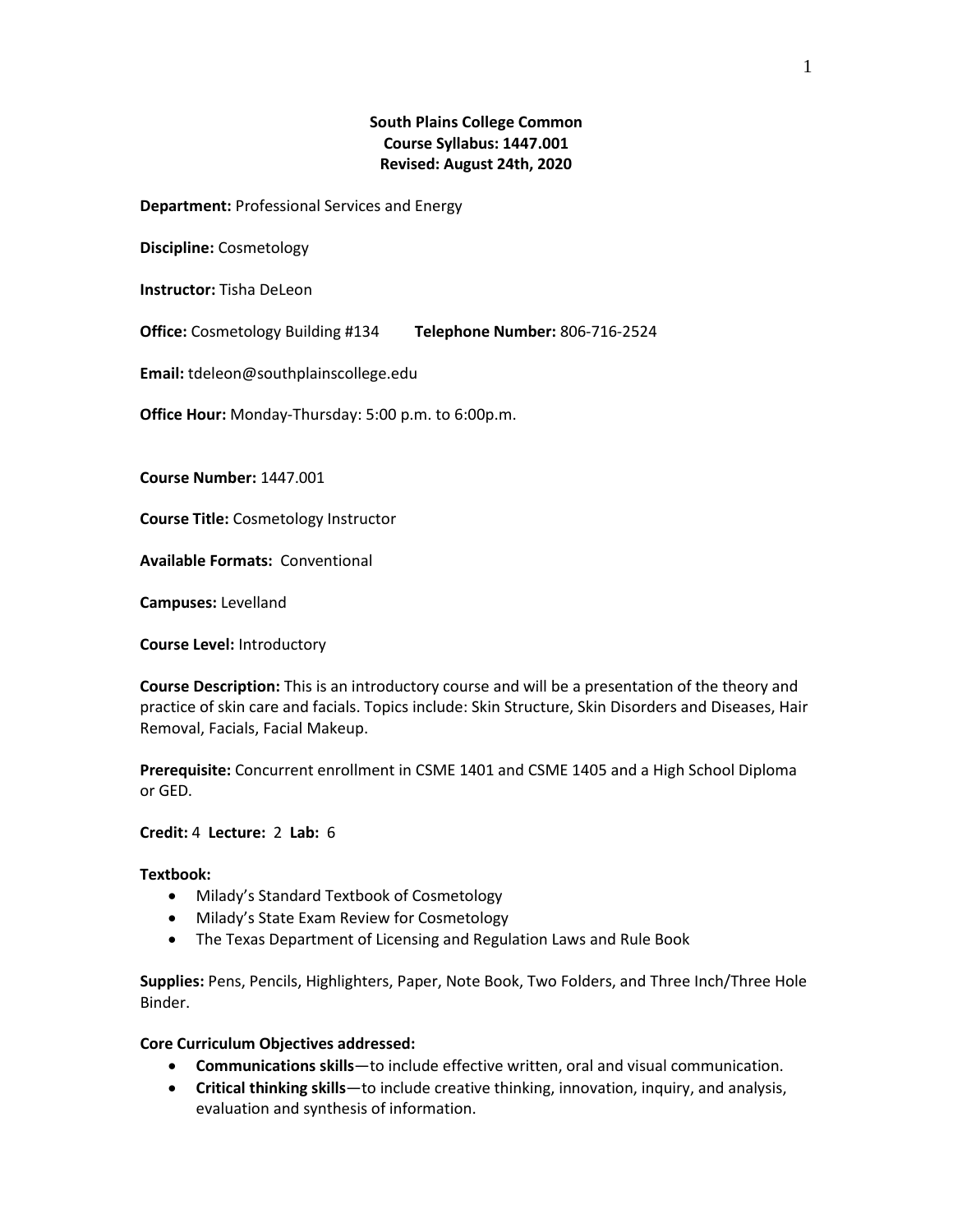**South Plains College Common**
**Course Syllabus: 1447.001**
**Revised: August 24th, 2020**

**Department:** Professional Services and Energy

**Discipline:** Cosmetology

**Instructor:** Tisha DeLeon

**Office:** Cosmetology Building #134 **Telephone Number:** 806-716-2524

**Email:** tdeleon@southplainscollege.edu

**Office Hour:** Monday-Thursday: 5:00 p.m. to 6:00p.m.

**Course Number:** 1447.001

**Course Title:** Cosmetology Instructor

**Available Formats:** Conventional

**Campuses:** Levelland

**Course Level:** Introductory

**Course Description:** This is an introductory course and will be a presentation of the theory and practice of skin care and facials. Topics include: Skin Structure, Skin Disorders and Diseases, Hair Removal, Facials, Facial Makeup.

**Prerequisite:** Concurrent enrollment in CSME 1401 and CSME 1405 and a High School Diploma or GED.

**Credit:** 4 **Lecture:** 2 **Lab:** 6

**Textbook:**

- Milady's Standard Textbook of Cosmetology
- Milady's State Exam Review for Cosmetology
- The Texas Department of Licensing and Regulation Laws and Rule Book

**Supplies:** Pens, Pencils, Highlighters, Paper, Note Book, Two Folders, and Three Inch/Three Hole Binder.

**Core Curriculum Objectives addressed:**

- **Communications skills**—to include effective written, oral and visual communication.
- **Critical thinking skills**—to include creative thinking, innovation, inquiry, and analysis, evaluation and synthesis of information.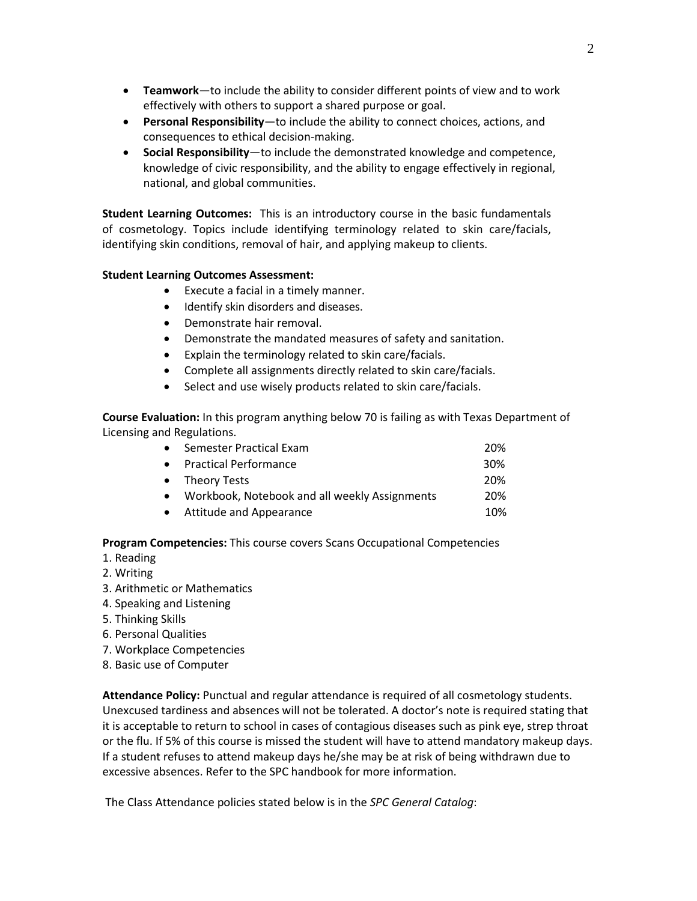- **Teamwork**—to include the ability to consider different points of view and to work effectively with others to support a shared purpose or goal.
- **Personal Responsibility**—to include the ability to connect choices, actions, and consequences to ethical decision-making.
- **Social Responsibility**—to include the demonstrated knowledge and competence, knowledge of civic responsibility, and the ability to engage effectively in regional, national, and global communities.

**Student Learning Outcomes:** This is an introductory course in the basic fundamentals of cosmetology. Topics include identifying terminology related to skin care/facials, identifying skin conditions, removal of hair, and applying makeup to clients.

**Student Learning Outcomes Assessment:**

- Execute a facial in a timely manner.
- Identify skin disorders and diseases.
- Demonstrate hair removal.
- Demonstrate the mandated measures of safety and sanitation.
- Explain the terminology related to skin care/facials.
- Complete all assignments directly related to skin care/facials.
- Select and use wisely products related to skin care/facials.

**Course Evaluation:** In this program anything below 70 is failing as with Texas Department of Licensing and Regulations.

| | |
|---|---|
| Semester Practical Exam | 20% |
| Practical Performance | 30% |
| Theory Tests | 20% |
| Workbook, Notebook and all weekly Assignments | 20% |
| Attitude and Appearance | 10% |

**Program Competencies:** This course covers Scans Occupational Competencies

1. Reading
2. Writing
3. Arithmetic or Mathematics
4. Speaking and Listening
5. Thinking Skills
6. Personal Qualities
7. Workplace Competencies
8. Basic use of Computer

**Attendance Policy:** Punctual and regular attendance is required of all cosmetology students. Unexcused tardiness and absences will not be tolerated. A doctor's note is required stating that it is acceptable to return to school in cases of contagious diseases such as pink eye, strep throat or the flu. If 5% of this course is missed the student will have to attend mandatory makeup days. If a student refuses to attend makeup days he/she may be at risk of being withdrawn due to excessive absences. Refer to the SPC handbook for more information.

The Class Attendance policies stated below is in the *SPC General Catalog*: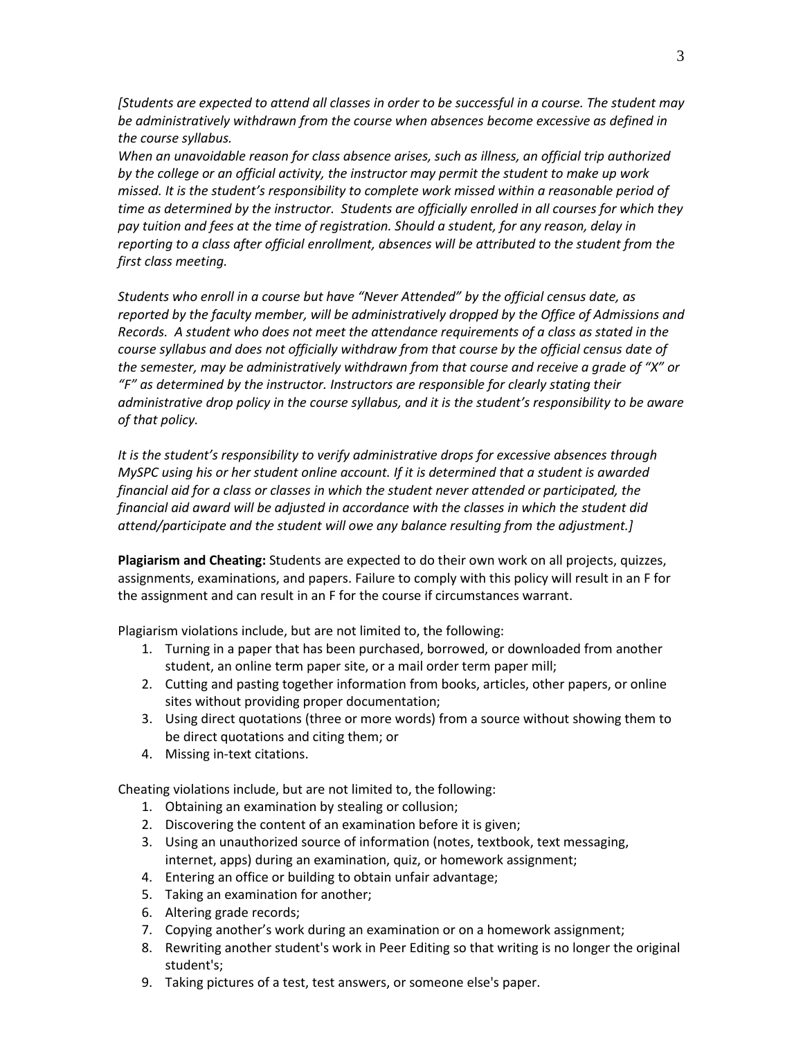*[Students are expected to attend all classes in order to be successful in a course. The student may be administratively withdrawn from the course when absences become excessive as defined in the course syllabus.*
*When an unavoidable reason for class absence arises, such as illness, an official trip authorized by the college or an official activity, the instructor may permit the student to make up work missed. It is the student's responsibility to complete work missed within a reasonable period of time as determined by the instructor. Students are officially enrolled in all courses for which they pay tuition and fees at the time of registration. Should a student, for any reason, delay in reporting to a class after official enrollment, absences will be attributed to the student from the first class meeting.*

*Students who enroll in a course but have "Never Attended" by the official census date, as reported by the faculty member, will be administratively dropped by the Office of Admissions and Records. A student who does not meet the attendance requirements of a class as stated in the course syllabus and does not officially withdraw from that course by the official census date of the semester, may be administratively withdrawn from that course and receive a grade of "X" or "F" as determined by the instructor. Instructors are responsible for clearly stating their administrative drop policy in the course syllabus, and it is the student's responsibility to be aware of that policy.*

*It is the student's responsibility to verify administrative drops for excessive absences through MySPC using his or her student online account. If it is determined that a student is awarded financial aid for a class or classes in which the student never attended or participated, the financial aid award will be adjusted in accordance with the classes in which the student did attend/participate and the student will owe any balance resulting from the adjustment.]*

**Plagiarism and Cheating:** Students are expected to do their own work on all projects, quizzes, assignments, examinations, and papers. Failure to comply with this policy will result in an F for the assignment and can result in an F for the course if circumstances warrant.

Plagiarism violations include, but are not limited to, the following:

1. Turning in a paper that has been purchased, borrowed, or downloaded from another student, an online term paper site, or a mail order term paper mill;
2. Cutting and pasting together information from books, articles, other papers, or online sites without providing proper documentation;
3. Using direct quotations (three or more words) from a source without showing them to be direct quotations and citing them; or
4. Missing in-text citations.

Cheating violations include, but are not limited to, the following:

1. Obtaining an examination by stealing or collusion;
2. Discovering the content of an examination before it is given;
3. Using an unauthorized source of information (notes, textbook, text messaging, internet, apps) during an examination, quiz, or homework assignment;
4. Entering an office or building to obtain unfair advantage;
5. Taking an examination for another;
6. Altering grade records;
7. Copying another's work during an examination or on a homework assignment;
8. Rewriting another student's work in Peer Editing so that writing is no longer the original student's;
9. Taking pictures of a test, test answers, or someone else's paper.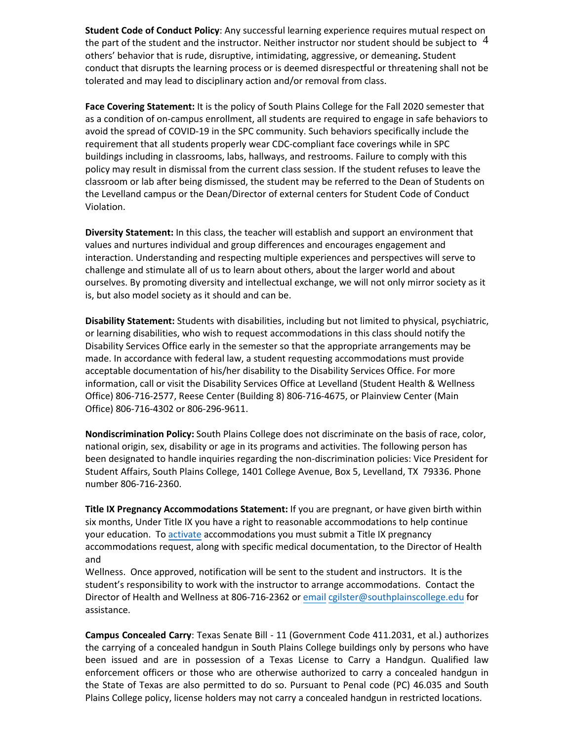**Student Code of Conduct Policy**: Any successful learning experience requires mutual respect on the part of the student and the instructor. Neither instructor nor student should be subject to others' behavior that is rude, disruptive, intimidating, aggressive, or demeaning**.** Student conduct that disrupts the learning process or is deemed disrespectful or threatening shall not be tolerated and may lead to disciplinary action and/or removal from class.

**Face Covering Statement:** It is the policy of South Plains College for the Fall 2020 semester that as a condition of on-campus enrollment, all students are required to engage in safe behaviors to avoid the spread of COVID-19 in the SPC community. Such behaviors specifically include the requirement that all students properly wear CDC-compliant face coverings while in SPC buildings including in classrooms, labs, hallways, and restrooms. Failure to comply with this policy may result in dismissal from the current class session. If the student refuses to leave the classroom or lab after being dismissed, the student may be referred to the Dean of Students on the Levelland campus or the Dean/Director of external centers for Student Code of Conduct Violation.

**Diversity Statement:** In this class, the teacher will establish and support an environment that values and nurtures individual and group differences and encourages engagement and interaction. Understanding and respecting multiple experiences and perspectives will serve to challenge and stimulate all of us to learn about others, about the larger world and about ourselves. By promoting diversity and intellectual exchange, we will not only mirror society as it is, but also model society as it should and can be.

**Disability Statement:** Students with disabilities, including but not limited to physical, psychiatric, or learning disabilities, who wish to request accommodations in this class should notify the Disability Services Office early in the semester so that the appropriate arrangements may be made. In accordance with federal law, a student requesting accommodations must provide acceptable documentation of his/her disability to the Disability Services Office. For more information, call or visit the Disability Services Office at Levelland (Student Health & Wellness Office) 806-716-2577, Reese Center (Building 8) 806-716-4675, or Plainview Center (Main Office) 806-716-4302 or 806-296-9611.

**Nondiscrimination Policy:** South Plains College does not discriminate on the basis of race, color, national origin, sex, disability or age in its programs and activities. The following person has been designated to handle inquiries regarding the non-discrimination policies: Vice President for Student Affairs, South Plains College, 1401 College Avenue, Box 5, Levelland, TX 79336. Phone number 806-716-2360.

**Title IX Pregnancy Accommodations Statement:** If you are pregnant, or have given birth within six months, Under Title IX you have a right to reasonable accommodations to help continue your education. To activate accommodations you must submit a Title IX pregnancy accommodations request, along with specific medical documentation, to the Director of Health and Wellness. Once approved, notification will be sent to the student and instructors. It is the student's responsibility to work with the instructor to arrange accommodations. Contact the Director of Health and Wellness at 806-716-2362 or email cgilster@southplainscollege.edu for assistance.

**Campus Concealed Carry**: Texas Senate Bill - 11 (Government Code 411.2031, et al.) authorizes the carrying of a concealed handgun in South Plains College buildings only by persons who have been issued and are in possession of a Texas License to Carry a Handgun. Qualified law enforcement officers or those who are otherwise authorized to carry a concealed handgun in the State of Texas are also permitted to do so. Pursuant to Penal code (PC) 46.035 and South Plains College policy, license holders may not carry a concealed handgun in restricted locations.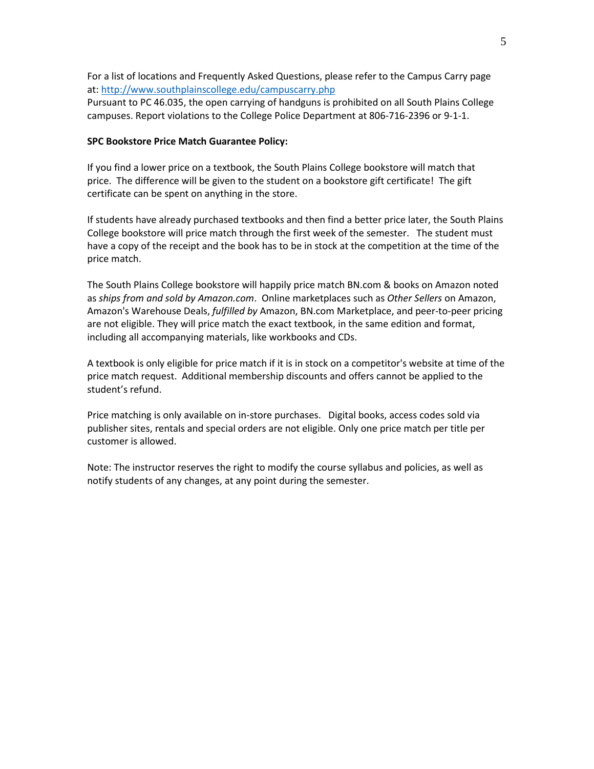For a list of locations and Frequently Asked Questions, please refer to the Campus Carry page at: [http://www.southplainscollege.edu/campuscarry.php](http://www.southplainscollege.edu/campuscarry.php)
Pursuant to PC 46.035, the open carrying of handguns is prohibited on all South Plains College campuses. Report violations to the College Police Department at 806-716-2396 or 9-1-1.

**SPC Bookstore Price Match Guarantee Policy:**

If you find a lower price on a textbook, the South Plains College bookstore will match that price. The difference will be given to the student on a bookstore gift certificate! The gift certificate can be spent on anything in the store.

If students have already purchased textbooks and then find a better price later, the South Plains College bookstore will price match through the first week of the semester. The student must have a copy of the receipt and the book has to be in stock at the competition at the time of the price match.

The South Plains College bookstore will happily price match BN.com & books on Amazon noted as *ships from and sold by Amazon.com*. Online marketplaces such as *Other Sellers* on Amazon, Amazon's Warehouse Deals, *fulfilled by* Amazon, BN.com Marketplace, and peer-to-peer pricing are not eligible. They will price match the exact textbook, in the same edition and format, including all accompanying materials, like workbooks and CDs.

A textbook is only eligible for price match if it is in stock on a competitor's website at time of the price match request. Additional membership discounts and offers cannot be applied to the student's refund.

Price matching is only available on in-store purchases. Digital books, access codes sold via publisher sites, rentals and special orders are not eligible. Only one price match per title per customer is allowed.

Note: The instructor reserves the right to modify the course syllabus and policies, as well as notify students of any changes, at any point during the semester.